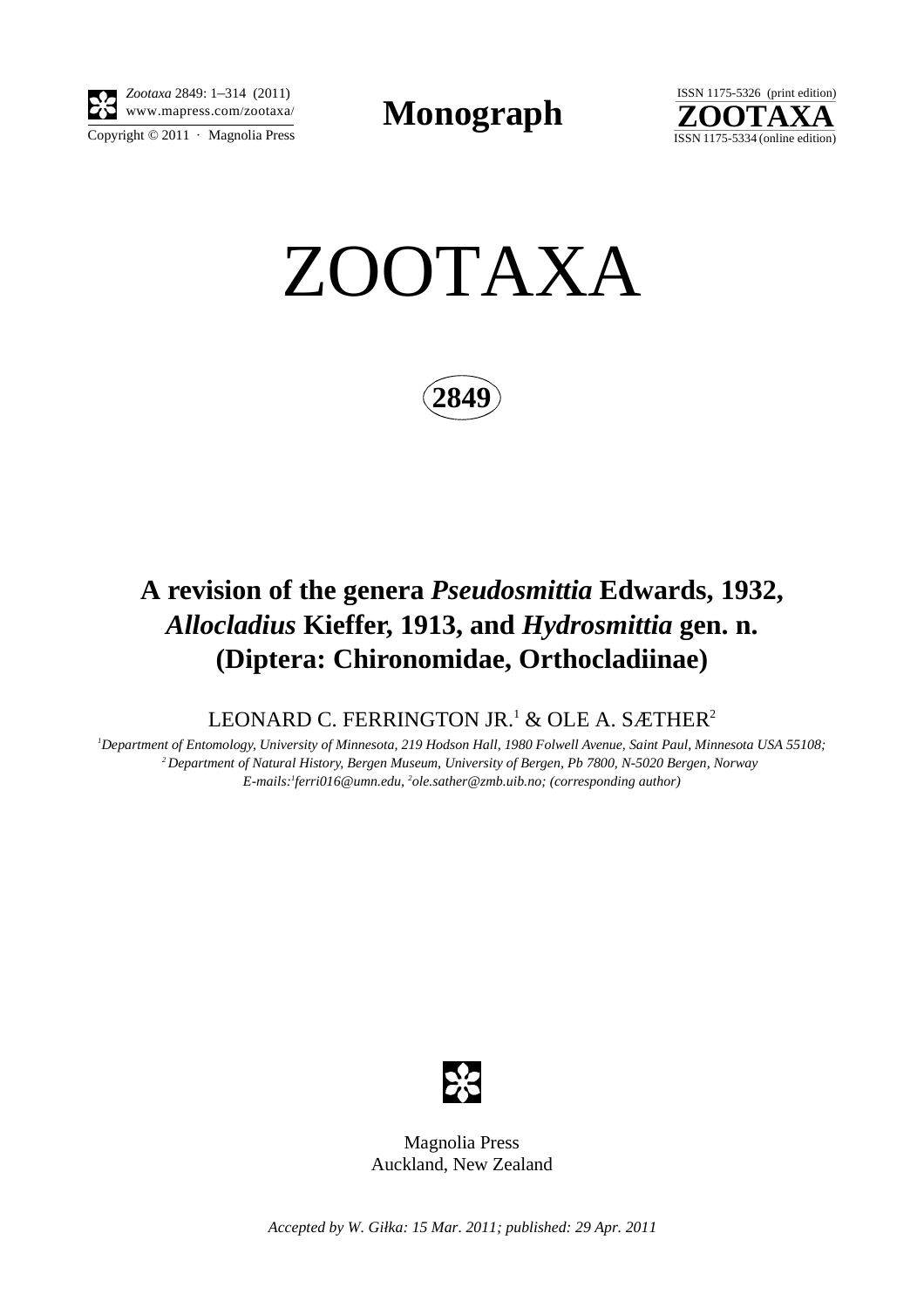# ZOOTAXA

**2849**

## A revision of the genera *Pseudosmittia* Edwards, 1932, *Allocladius* Kieffer, 1913, and *Hydrosmittia* gen. n. (Diptera: Chironomidae, Orthocladiinae)

LEONARD C. FERRINGTON JR.[1] & OLE A. SÆTHER[2]

[1]*Department of Entomology, University of Minnesota, 219 Hodson Hall, 1980 Folwell Avenue, Saint Paul, Minnesota USA 55108;*
[2]*Department of Natural History, Bergen Museum, University of Bergen, Pb 7800, N-5020 Bergen, Norway*
*E-mails:*[1]*ferri016@umn.edu,* [2]*ole.sather@zmb.uib.no; (corresponding author)*

Magnolia Press
Auckland, New Zealand

*Accepted by W. Giłka: 15 Mar. 2011; published: 29 Apr. 2011*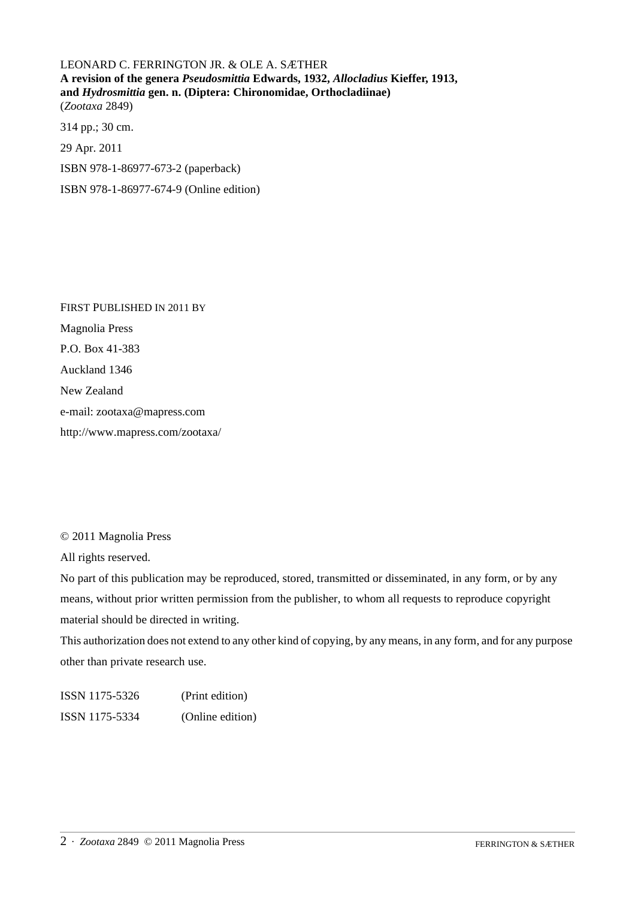LEONARD C. FERRINGTON JR. & OLE A. SÆTHER
**A revision of the genera *Pseudosmittia* Edwards, 1932, *Allocladius* Kieffer, 1913, and *Hydrosmittia* gen. n. (Diptera: Chironomidae, Orthocladiinae)**
(*Zootaxa* 2849)

314 pp.; 30 cm.

29 Apr. 2011

ISBN 978-1-86977-673-2 (paperback)

ISBN 978-1-86977-674-9 (Online edition)

FIRST PUBLISHED IN 2011 BY

Magnolia Press

P.O. Box 41-383

Auckland 1346

New Zealand

e-mail: zootaxa@mapress.com

http://www.mapress.com/zootaxa/

© 2011 Magnolia Press

All rights reserved.

No part of this publication may be reproduced, stored, transmitted or disseminated, in any form, or by any means, without prior written permission from the publisher, to whom all requests to reproduce copyright material should be directed in writing.

This authorization does not extend to any other kind of copying, by any means, in any form, and for any purpose other than private research use.

| | |
|---|---|
| ISSN 1175-5326 | (Print edition) |
| ISSN 1175-5334 | (Online edition) |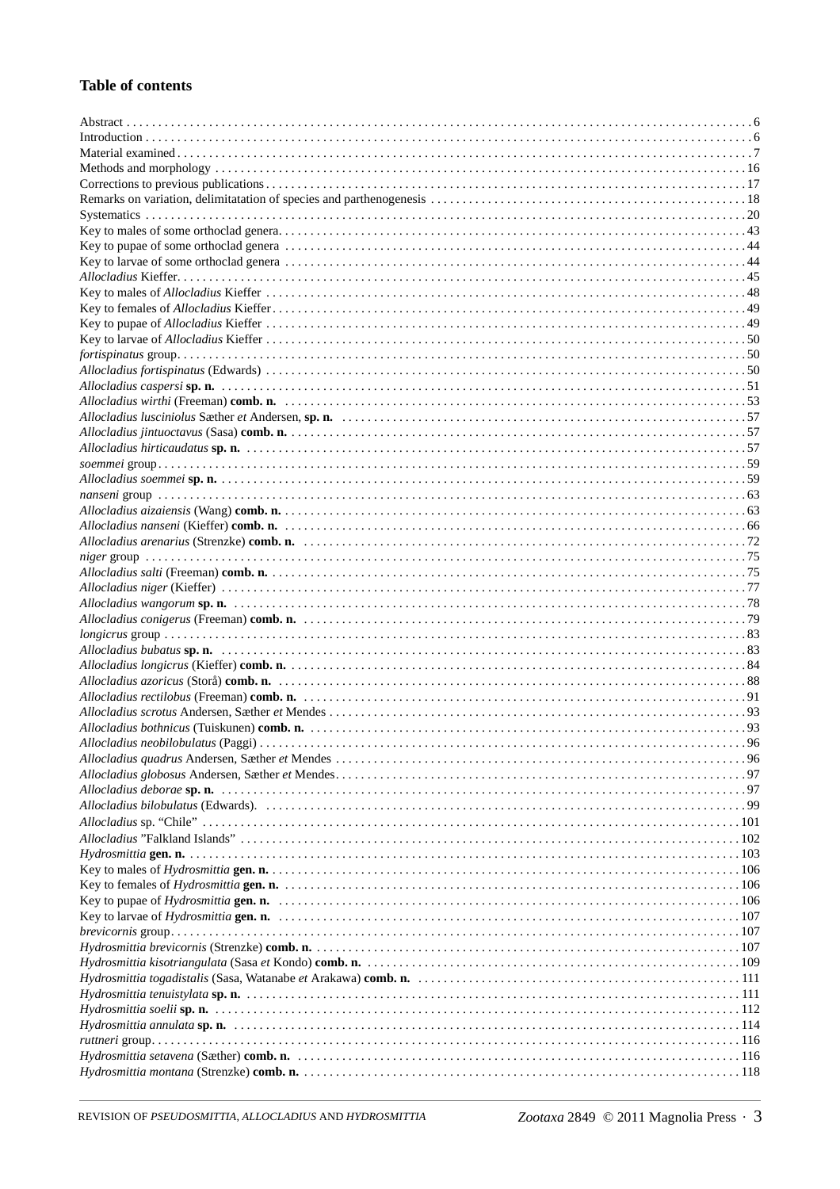## Table of contents

Abstract ... 6
Introduction ... 6
Material examined ... 7
Methods and morphology ... 16
Corrections to previous publications ... 17
Remarks on variation, delimitatation of species and parthenogenesis ... 18
Systematics ... 20
Key to males of some orthoclad genera ... 43
Key to pupae of some orthoclad genera ... 44
Key to larvae of some orthoclad genera ... 44
*Allocladius* Kieffer ... 45
Key to males of *Allocladius* Kieffer ... 48
Key to females of *Allocladius* Kieffer ... 49
Key to pupae of *Allocladius* Kieffer ... 49
Key to larvae of *Allocladius* Kieffer ... 50
*fortispinatus* group ... 50
*Allocladius fortispinatus* (Edwards) ... 50
*Allocladius caspersi* **sp. n.** ... 51
*Allocladius wirthi* (Freeman) **comb. n.** ... 53
*Allocladius lusciniolus* Sæther *et* Andersen, **sp. n.** ... 57
*Allocladius jintuoctavus* (Sasa) **comb. n.** ... 57
*Allocladius hirticaudatus* **sp. n.** ... 57
*soemmei* group ... 59
*Allocladius soemmei* **sp. n.** ... 59
*nanseni* group ... 63
*Allocladius aizaiensis* (Wang) **comb. n.** ... 63
*Allocladius nanseni* (Kieffer) **comb. n.** ... 66
*Allocladius arenarius* (Strenzke) **comb. n.** ... 72
*niger* group ... 75
*Allocladius salti* (Freeman) **comb. n.** ... 75
*Allocladius niger* (Kieffer) ... 77
*Allocladius wangorum* **sp. n.** ... 78
*Allocladius conigerus* (Freeman) **comb. n.** ... 79
*longicrus* group ... 83
*Allocladius bubatus* **sp. n.** ... 83
*Allocladius longicrus* (Kieffer) **comb. n.** ... 84
*Allocladius azoricus* (Storå) **comb. n.** ... 88
*Allocladius rectilobus* (Freeman) **comb. n.** ... 91
*Allocladius scrotus* Andersen, Sæther *et* Mendes ... 93
*Allocladius bothnicus* (Tuiskunen) **comb. n.** ... 93
*Allocladius neobilobulatus* (Paggi) ... 96
*Allocladius quadrus* Andersen, Sæther *et* Mendes ... 96
*Allocladius globosus* Andersen, Sæther *et* Mendes ... 97
*Allocladius deborae* **sp. n.** ... 97
*Allocladius bilobulatus* (Edwards). ... 99
*Allocladius* sp. "Chile" ... 101
*Allocladius* "Falkland Islands" ... 102
*Hydrosmittia* **gen. n.** ... 103
Key to males of *Hydrosmittia* **gen. n.** ... 106
Key to females of *Hydrosmittia* **gen. n.** ... 106
Key to pupae of *Hydrosmittia* **gen. n.** ... 106
Key to larvae of *Hydrosmittia* **gen. n.** ... 107
*brevicornis* group ... 107
*Hydrosmittia brevicornis* (Strenzke) **comb. n.** ... 107
*Hydrosmittia kisotriangulata* (Sasa *et* Kondo) **comb. n.** ... 109
*Hydrosmittia togadistalis* (Sasa, Watanabe *et* Arakawa) **comb. n.** ... 111
*Hydrosmittia tenuistylata* **sp. n.** ... 111
*Hydrosmittia soelii* **sp. n.** ... 112
*Hydrosmittia annulata* **sp. n.** ... 114
*ruttneri* group ... 116
*Hydrosmittia setavena* (Sæther) **comb. n.** ... 116
*Hydrosmittia montana* (Strenzke) **comb. n.** ... 118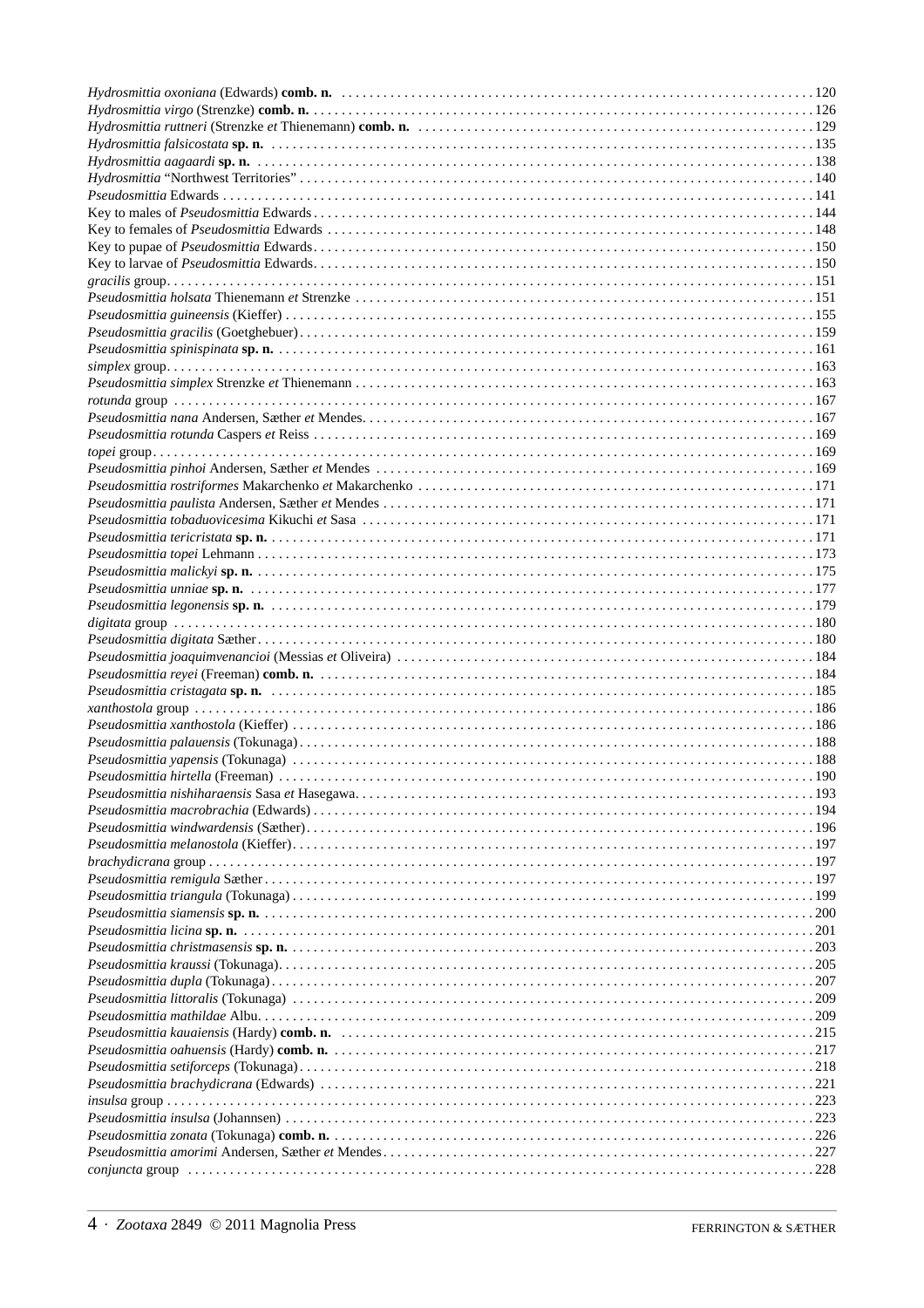*Hydrosmittia oxoniana* (Edwards) **comb. n.** .......... 120
*Hydrosmittia virgo* (Strenzke) **comb. n.** .......... 126
*Hydrosmittia ruttneri* (Strenzke *et* Thienemann) **comb. n.** .......... 129
*Hydrosmittia falsicostata* **sp. n.** .......... 135
*Hydrosmittia aagaardi* **sp. n.** .......... 138
*Hydrosmittia* "Northwest Territories" .......... 140
*Pseudosmittia* Edwards .......... 141
Key to males of *Pseudosmittia* Edwards .......... 144
Key to females of *Pseudosmittia* Edwards .......... 148
Key to pupae of *Pseudosmittia* Edwards .......... 150
Key to larvae of *Pseudosmittia* Edwards .......... 150
*gracilis* group .......... 151
*Pseudosmittia holsata* Thienemann *et* Strenzke .......... 151
*Pseudosmittia guineensis* (Kieffer) .......... 155
*Pseudosmittia gracilis* (Goetghebuer) .......... 159
*Pseudosmittia spinispinata* **sp. n.** .......... 161
*simplex* group .......... 163
*Pseudosmittia simplex* Strenzke *et* Thienemann .......... 163
*rotunda* group .......... 167
*Pseudosmittia nana* Andersen, Sæther *et* Mendes .......... 167
*Pseudosmittia rotunda* Caspers *et* Reiss .......... 169
*topei* group .......... 169
*Pseudosmittia pinhoi* Andersen, Sæther *et* Mendes .......... 169
*Pseudosmittia rostriformes* Makarchenko *et* Makarchenko .......... 171
*Pseudosmittia paulista* Andersen, Sæther *et* Mendes .......... 171
*Pseudosmittia tobaduovicesima* Kikuchi *et* Sasa .......... 171
*Pseudosmittia tericristata* **sp. n.** .......... 171
*Pseudosmittia topei* Lehmann .......... 173
*Pseudosmittia malickyi* **sp. n.** .......... 175
*Pseudosmittia unniae* **sp. n.** .......... 177
*Pseudosmittia legonensis* **sp. n.** .......... 179
*digitata* group .......... 180
*Pseudosmittia digitata* Sæther .......... 180
*Pseudosmittia joaquimvenancioi* (Messias *et* Oliveira) .......... 184
*Pseudosmittia reyei* (Freeman) **comb. n.** .......... 184
*Pseudosmittia cristagata* **sp. n.** .......... 185
*xanthostola* group .......... 186
*Pseudosmittia xanthostola* (Kieffer) .......... 186
*Pseudosmittia palauensis* (Tokunaga) .......... 188
*Pseudosmittia yapensis* (Tokunaga) .......... 188
*Pseudosmittia hirtella* (Freeman) .......... 190
*Pseudosmittia nishiharaensis* Sasa *et* Hasegawa .......... 193
*Pseudosmittia macrobrachia* (Edwards) .......... 194
*Pseudosmittia windwardensis* (Sæther) .......... 196
*Pseudosmittia melanostola* (Kieffer) .......... 197
*brachydicrana* group .......... 197
*Pseudosmittia remigula* Sæther .......... 197
*Pseudosmittia triangula* (Tokunaga) .......... 199
*Pseudosmittia siamensis* **sp. n.** .......... 200
*Pseudosmittia licina* **sp. n.** .......... 201
*Pseudosmittia christmasensis* **sp. n.** .......... 203
*Pseudosmittia kraussi* (Tokunaga) .......... 205
*Pseudosmittia dupla* (Tokunaga) .......... 207
*Pseudosmittia littoralis* (Tokunaga) .......... 209
*Pseudosmittia mathildae* Albu .......... 209
*Pseudosmittia kauaiensis* (Hardy) **comb. n.** .......... 215
*Pseudosmittia oahuensis* (Hardy) **comb. n.** .......... 217
*Pseudosmittia setiforceps* (Tokunaga) .......... 218
*Pseudosmittia brachydicrana* (Edwards) .......... 221
*insulsa* group .......... 223
*Pseudosmittia insulsa* (Johannsen) .......... 223
*Pseudosmittia zonata* (Tokunaga) **comb. n.** .......... 226
*Pseudosmittia amorimi* Andersen, Sæther *et* Mendes .......... 227
*conjuncta* group .......... 228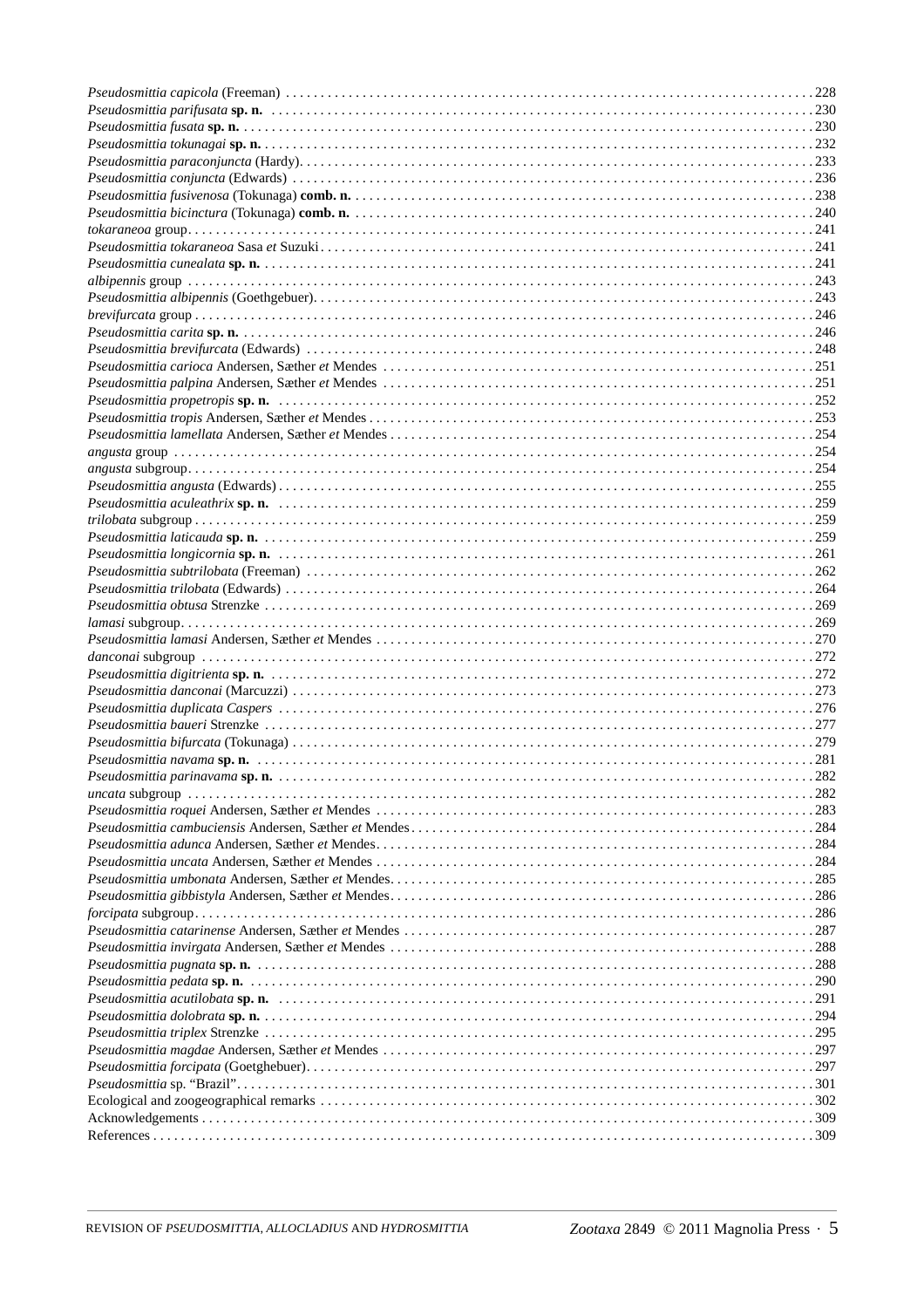*Pseudosmittia capicola* (Freeman) . . . . . . . . . . 228
*Pseudosmittia parifusata* **sp. n.** . . . . . . . . . . 230
*Pseudosmittia fusata* **sp. n.** . . . . . . . . . . 230
*Pseudosmittia tokunagai* **sp. n.** . . . . . . . . . . 232
*Pseudosmittia paraconjuncta* (Hardy) . . . . . . . . . . 233
*Pseudosmittia conjuncta* (Edwards) . . . . . . . . . . 236
*Pseudosmittia fusivenosa* (Tokunaga) **comb. n.** . . . . . . . . . . 238
*Pseudosmittia bicinctura* (Tokunaga) **comb. n.** . . . . . . . . . . 240
*tokaraneoa* group . . . . . . . . . . 241
*Pseudosmittia tokaraneoa* Sasa *et* Suzuki . . . . . . . . . . 241
*Pseudosmittia cunealata* **sp. n.** . . . . . . . . . . 241
*albipennis* group . . . . . . . . . . 243
*Pseudosmittia albipennis* (Goethgebuer) . . . . . . . . . . 243
*brevifurcata* group . . . . . . . . . . 246
*Pseudosmittia carita* **sp. n.** . . . . . . . . . . 246
*Pseudosmittia brevifurcata* (Edwards) . . . . . . . . . . 248
*Pseudosmittia carioca* Andersen, Sæther *et* Mendes . . . . . . . . . . 251
*Pseudosmittia palpina* Andersen, Sæther *et* Mendes . . . . . . . . . . 251
*Pseudosmittia propetropis* **sp. n.** . . . . . . . . . . 252
*Pseudosmittia tropis* Andersen, Sæther *et* Mendes . . . . . . . . . . 253
*Pseudosmittia lamellata* Andersen, Sæther *et* Mendes . . . . . . . . . . 254
*angusta* group . . . . . . . . . . 254
*angusta* subgroup . . . . . . . . . . 254
*Pseudosmittia angusta* (Edwards) . . . . . . . . . . 255
*Pseudosmittia aculeathrix* **sp. n.** . . . . . . . . . . 259
*trilobata* subgroup . . . . . . . . . . 259
*Pseudosmittia laticauda* **sp. n.** . . . . . . . . . . 259
*Pseudosmittia longicornia* **sp. n.** . . . . . . . . . . 261
*Pseudosmittia subtrilobata* (Freeman) . . . . . . . . . . 262
*Pseudosmittia trilobata* (Edwards) . . . . . . . . . . 264
*Pseudosmittia obtusa* Strenzke . . . . . . . . . . 269
*lamasi* subgroup . . . . . . . . . . 269
*Pseudosmittia lamasi* Andersen, Sæther *et* Mendes . . . . . . . . . . 270
*danconai* subgroup . . . . . . . . . . 272
*Pseudosmittia digitrienta* **sp. n.** . . . . . . . . . . 272
*Pseudosmittia danconai* (Marcuzzi) . . . . . . . . . . 273
*Pseudosmittia duplicata Caspers* . . . . . . . . . . 276
*Pseudosmittia baueri* Strenzke . . . . . . . . . . 277
*Pseudosmittia bifurcata* (Tokunaga) . . . . . . . . . . 279
*Pseudosmittia navama* **sp. n.** . . . . . . . . . . 281
*Pseudosmittia parinavama* **sp. n.** . . . . . . . . . . 282
*uncata* subgroup . . . . . . . . . . 282
*Pseudosmittia roquei* Andersen, Sæther *et* Mendes . . . . . . . . . . 283
*Pseudosmittia cambuciensis* Andersen, Sæther *et* Mendes . . . . . . . . . . 284
*Pseudosmittia adunca* Andersen, Sæther *et* Mendes . . . . . . . . . . 284
*Pseudosmittia uncata* Andersen, Sæther *et* Mendes . . . . . . . . . . 284
*Pseudosmittia umbonata* Andersen, Sæther *et* Mendes . . . . . . . . . . 285
*Pseudosmittia gibbistyla* Andersen, Sæther *et* Mendes . . . . . . . . . . 286
*forcipata* subgroup . . . . . . . . . . 286
*Pseudosmittia catarinense* Andersen, Sæther *et* Mendes . . . . . . . . . . 287
*Pseudosmittia invirgata* Andersen, Sæther *et* Mendes . . . . . . . . . . 288
*Pseudosmittia pugnata* **sp. n.** . . . . . . . . . . 288
*Pseudosmittia pedata* **sp. n.** . . . . . . . . . . 290
*Pseudosmittia acutilobata* **sp. n.** . . . . . . . . . . 291
*Pseudosmittia dolobrata* **sp. n.** . . . . . . . . . . 294
*Pseudosmittia triplex* Strenzke . . . . . . . . . . 295
*Pseudosmittia magdae* Andersen, Sæther *et* Mendes . . . . . . . . . . 297
*Pseudosmittia forcipata* (Goetghebuer) . . . . . . . . . . 297
*Pseudosmittia* sp. "Brazil" . . . . . . . . . . 301
Ecological and zoogeographical remarks . . . . . . . . . . 302
Acknowledgements . . . . . . . . . . 309
References . . . . . . . . . . 309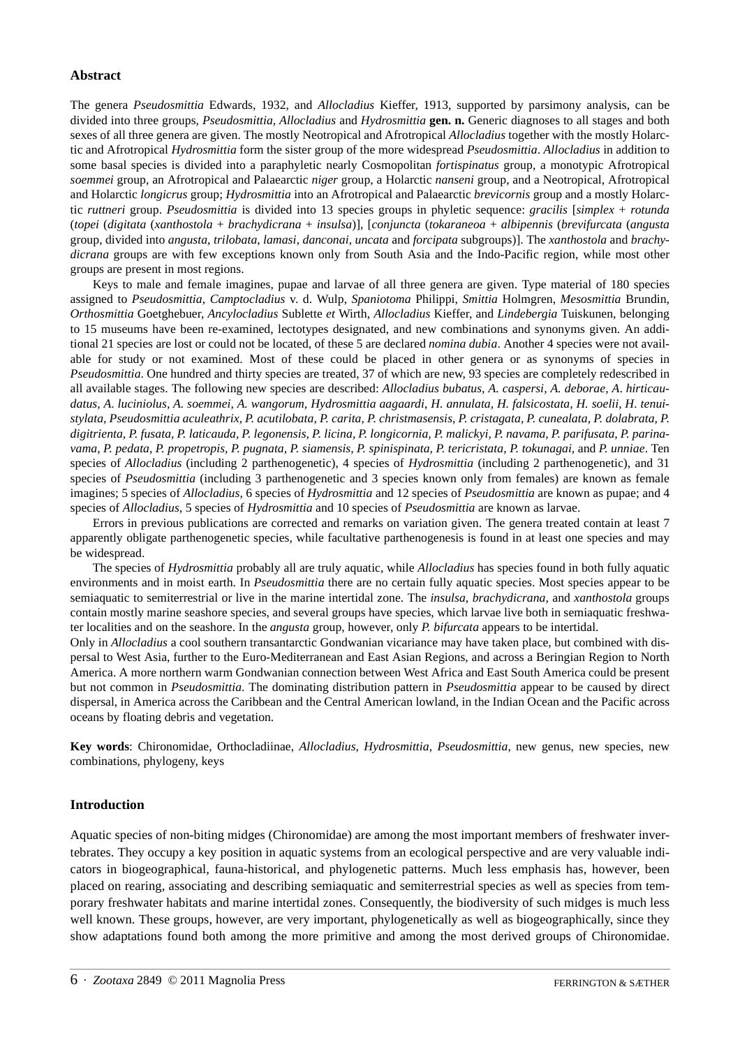## Abstract

The genera *Pseudosmittia* Edwards, 1932, and *Allocladius* Kieffer, 1913, supported by parsimony analysis, can be divided into three groups, *Pseudosmittia*, *Allocladius* and *Hydrosmittia* **gen. n.** Generic diagnoses to all stages and both sexes of all three genera are given. The mostly Neotropical and Afrotropical *Allocladius* together with the mostly Holarctic and Afrotropical *Hydrosmittia* form the sister group of the more widespread *Pseudosmittia*. *Allocladius* in addition to some basal species is divided into a paraphyletic nearly Cosmopolitan *fortispinatus* group, a monotypic Afrotropical *soemmei* group, an Afrotropical and Palaearctic *niger* group, a Holarctic *nanseni* group, and a Neotropical, Afrotropical and Holarctic *longicrus* group; *Hydrosmittia* into an Afrotropical and Palaearctic *brevicornis* group and a mostly Holarctic *ruttneri* group. *Pseudosmittia* is divided into 13 species groups in phyletic sequence: *gracilis* [*simplex* + *rotunda* (*topei* (*digitata* (*xanthostola* + *brachydicrana* + *insulsa*)], [*conjuncta* (*tokaraneoa* + *albipennis* (*brevifurcata* (*angusta* group, divided into *angusta*, *trilobata*, *lamasi*, *danconai*, *uncata* and *forcipata* subgroups)]. The *xanthostola* and *brachydicrana* groups are with few exceptions known only from South Asia and the Indo-Pacific region, while most other groups are present in most regions.

Keys to male and female imagines, pupae and larvae of all three genera are given. Type material of 180 species assigned to *Pseudosmittia*, *Camptocladius* v. d. Wulp, *Spaniotoma* Philippi, *Smittia* Holmgren, *Mesosmittia* Brundin, *Orthosmittia* Goetghebuer, *Ancylocladius* Sublette *et* Wirth, *Allocladius* Kieffer, and *Lindebergia* Tuiskunen, belonging to 15 museums have been re-examined, lectotypes designated, and new combinations and synonyms given. An additional 21 species are lost or could not be located, of these 5 are declared *nomina dubia*. Another 4 species were not available for study or not examined. Most of these could be placed in other genera or as synonyms of species in *Pseudosmittia*. One hundred and thirty species are treated, 37 of which are new, 93 species are completely redescribed in all available stages. The following new species are described: *Allocladius bubatus*, *A. caspersi*, *A. deborae*, *A. hirticaudatus*, *A. luciniolus*, *A. soemmei*, *A. wangorum*, *Hydrosmittia aagaardi*, *H. annulata*, *H. falsicostata*, *H. soelii*, *H. tenuistylata*, *Pseudosmittia aculeathrix*, *P. acutilobata*, *P. carita*, *P. christmasensis*, *P. cristagata*, *P. cunealata*, *P. dolabrata*, *P. digitrienta*, *P. fusata*, *P. laticauda*, *P. legonensis*, *P. licina*, *P. longicornia*, *P. malickyi*, *P. navama*, *P. parifusata*, *P. parinavama*, *P. pedata*, *P. propetropis*, *P. pugnata*, *P. siamensis*, *P. spinispinata*, *P. tericristata*, *P. tokunagai*, and *P. unniae*. Ten species of *Allocladius* (including 2 parthenogenetic), 4 species of *Hydrosmittia* (including 2 parthenogenetic), and 31 species of *Pseudosmittia* (including 3 parthenogenetic and 3 species known only from females) are known as female imagines; 5 species of *Allocladius*, 6 species of *Hydrosmittia* and 12 species of *Pseudosmittia* are known as pupae; and 4 species of *Allocladius*, 5 species of *Hydrosmittia* and 10 species of *Pseudosmittia* are known as larvae.

Errors in previous publications are corrected and remarks on variation given. The genera treated contain at least 7 apparently obligate parthenogenetic species, while facultative parthenogenesis is found in at least one species and may be widespread.

The species of *Hydrosmittia* probably all are truly aquatic, while *Allocladius* has species found in both fully aquatic environments and in moist earth. In *Pseudosmittia* there are no certain fully aquatic species. Most species appear to be semiaquatic to semiterrestrial or live in the marine intertidal zone. The *insulsa*, *brachydicrana*, and *xanthostola* groups contain mostly marine seashore species, and several groups have species, which larvae live both in semiaquatic freshwater localities and on the seashore. In the *angusta* group, however, only *P. bifurcata* appears to be intertidal.

Only in *Allocladius* a cool southern transantarctic Gondwanian vicariance may have taken place, but combined with dispersal to West Asia, further to the Euro-Mediterranean and East Asian Regions, and across a Beringian Region to North America. A more northern warm Gondwanian connection between West Africa and East South America could be present but not common in *Pseudosmittia*. The dominating distribution pattern in *Pseudosmittia* appear to be caused by direct dispersal, in America across the Caribbean and the Central American lowland, in the Indian Ocean and the Pacific across oceans by floating debris and vegetation.

**Key words**: Chironomidae, Orthocladiinae, *Allocladius*, *Hydrosmittia*, *Pseudosmittia*, new genus, new species, new combinations, phylogeny, keys

## Introduction

Aquatic species of non-biting midges (Chironomidae) are among the most important members of freshwater invertebrates. They occupy a key position in aquatic systems from an ecological perspective and are very valuable indicators in biogeographical, fauna-historical, and phylogenetic patterns. Much less emphasis has, however, been placed on rearing, associating and describing semiaquatic and semiterrestrial species as well as species from temporary freshwater habitats and marine intertidal zones. Consequently, the biodiversity of such midges is much less well known. These groups, however, are very important, phylogenetically as well as biogeographically, since they show adaptations found both among the more primitive and among the most derived groups of Chironomidae.